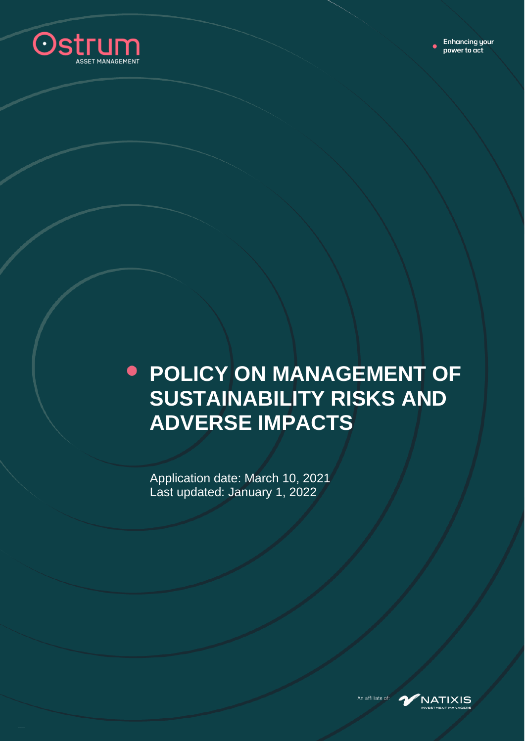Ostrum ASSET MANAGEMENT

Enhancing your power to act

# POLICY ON MANAGEMENT OF SUSTAINABILITY RISKS AND ADVERSE IMPACTS

Application date: March 10, 2021
Last updated: January 1, 2022

An affiliate of: NATIXIS INVESTMENT MANAGERS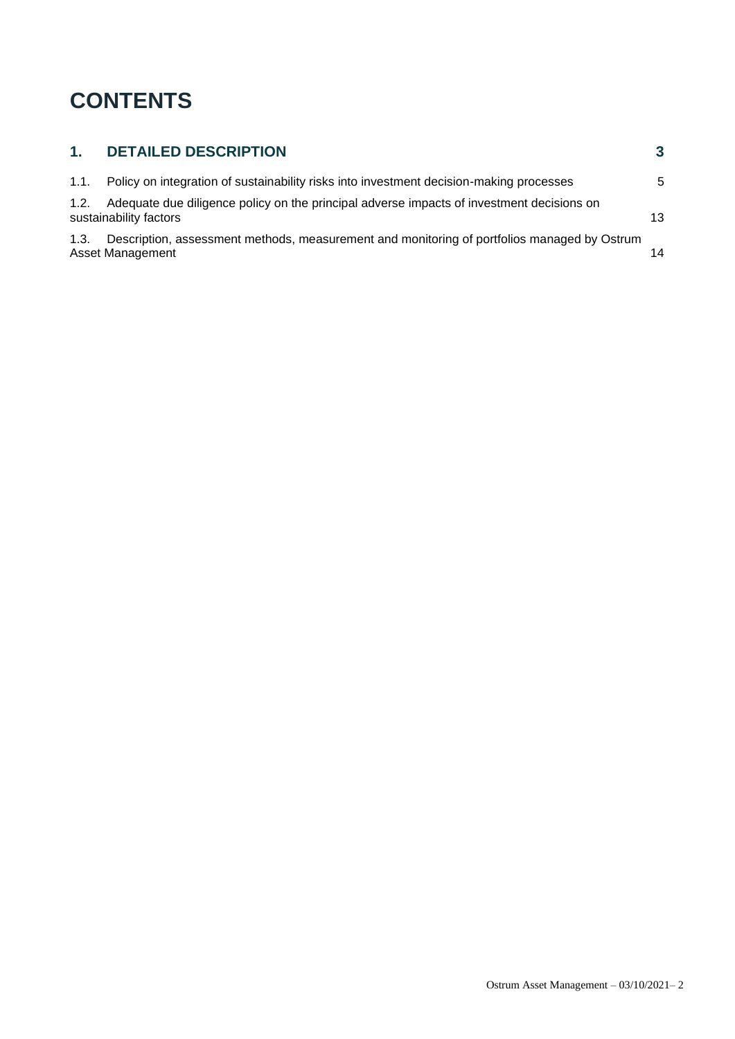# CONTENTS

| | | |
|---|---|---|
| **1.** | **DETAILED DESCRIPTION** | **3** |
| 1.1. | Policy on integration of sustainability risks into investment decision-making processes | 5 |
| 1.2. | Adequate due diligence policy on the principal adverse impacts of investment decisions on sustainability factors | 13 |
| 1.3. | Description, assessment methods, measurement and monitoring of portfolios managed by Ostrum Asset Management | 14 |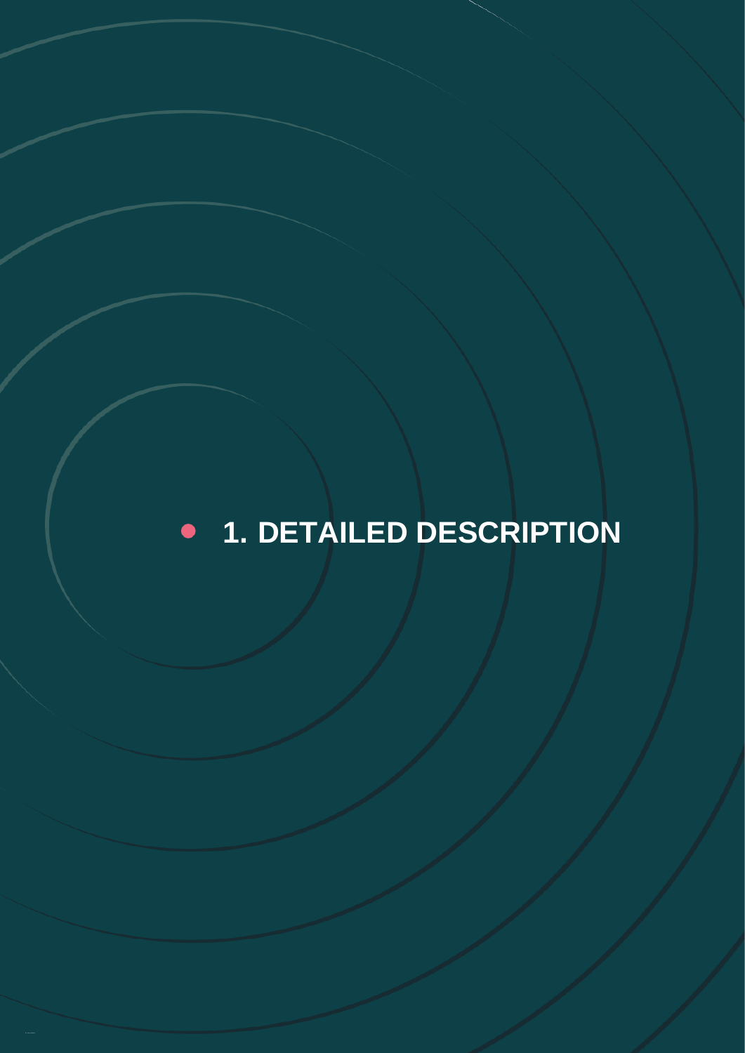# 1. DETAILED DESCRIPTION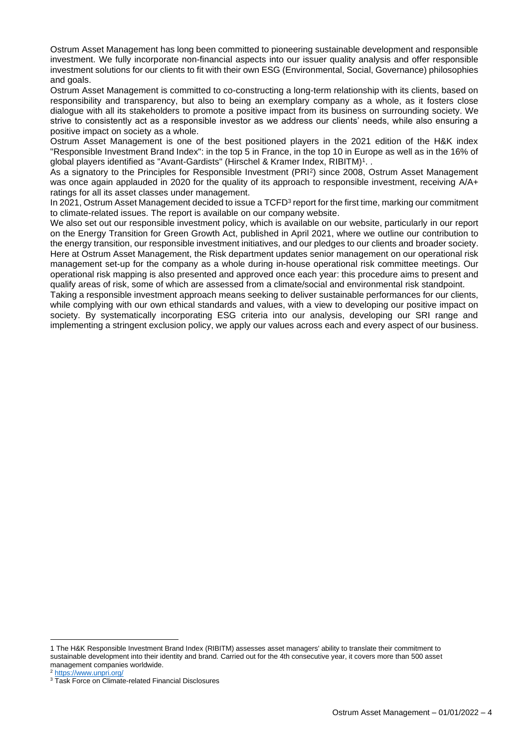Ostrum Asset Management has long been committed to pioneering sustainable development and responsible investment. We fully incorporate non-financial aspects into our issuer quality analysis and offer responsible investment solutions for our clients to fit with their own ESG (Environmental, Social, Governance) philosophies and goals.

Ostrum Asset Management is committed to co-constructing a long-term relationship with its clients, based on responsibility and transparency, but also to being an exemplary company as a whole, as it fosters close dialogue with all its stakeholders to promote a positive impact from its business on surrounding society. We strive to consistently act as a responsible investor as we address our clients' needs, while also ensuring a positive impact on society as a whole.

Ostrum Asset Management is one of the best positioned players in the 2021 edition of the H&K index "Responsible Investment Brand Index": in the top 5 in France, in the top 10 in Europe as well as in the 16% of global players identified as "Avant-Gardists" (Hirschel & Kramer Index, RIBITM)[1]. .

As a signatory to the Principles for Responsible Investment (PRI[2]) since 2008, Ostrum Asset Management was once again applauded in 2020 for the quality of its approach to responsible investment, receiving A/A+ ratings for all its asset classes under management.

In 2021, Ostrum Asset Management decided to issue a TCFD[3] report for the first time, marking our commitment to climate-related issues. The report is available on our company website.

We also set out our responsible investment policy, which is available on our website, particularly in our report on the Energy Transition for Green Growth Act, published in April 2021, where we outline our contribution to the energy transition, our responsible investment initiatives, and our pledges to our clients and broader society.

Here at Ostrum Asset Management, the Risk department updates senior management on our operational risk management set-up for the company as a whole during in-house operational risk committee meetings. Our operational risk mapping is also presented and approved once each year: this procedure aims to present and qualify areas of risk, some of which are assessed from a climate/social and environmental risk standpoint.

Taking a responsible investment approach means seeking to deliver sustainable performances for our clients, while complying with our own ethical standards and values, with a view to developing our positive impact on society. By systematically incorporating ESG criteria into our analysis, developing our SRI range and implementing a stringent exclusion policy, we apply our values across each and every aspect of our business.

---

1 The H&K Responsible Investment Brand Index (RIBITM) assesses asset managers' ability to translate their commitment to sustainable development into their identity and brand. Carried out for the 4th consecutive year, it covers more than 500 asset management companies worldwide.

2 https://www.unpri.org/

3 Task Force on Climate-related Financial Disclosures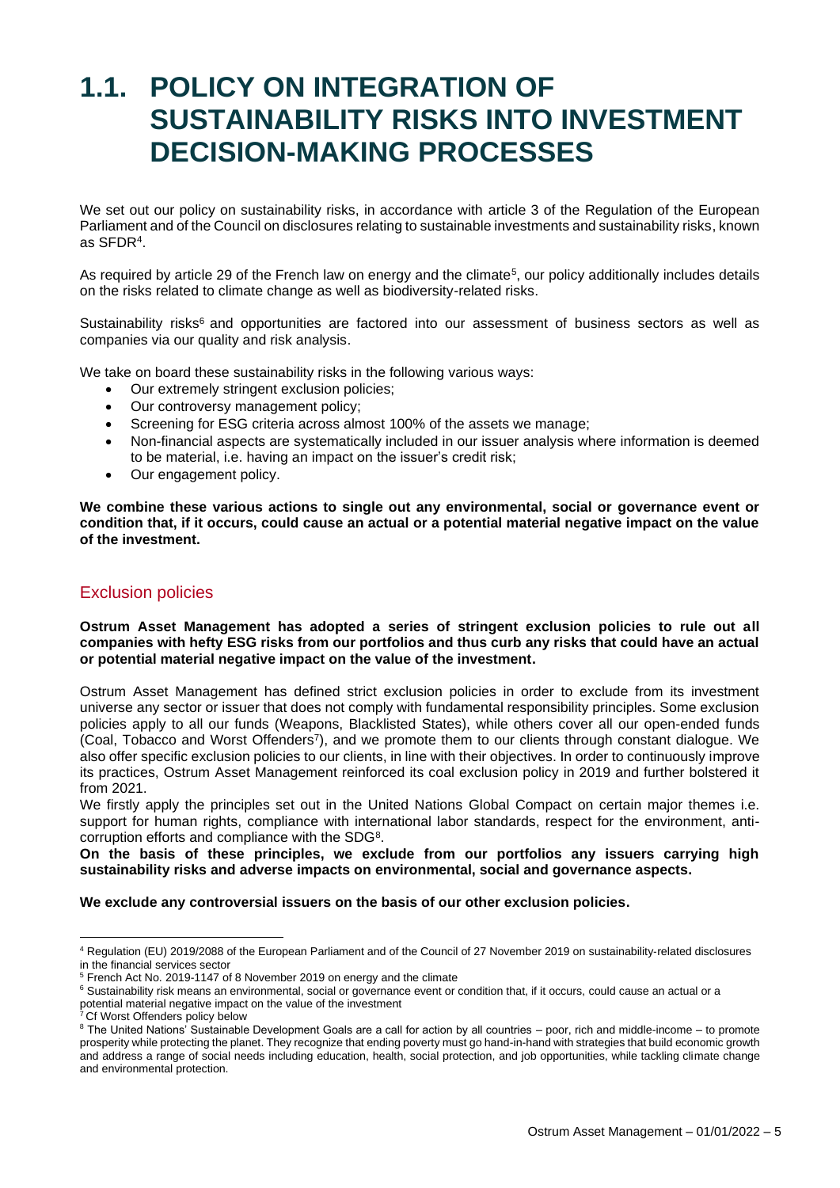# 1.1. POLICY ON INTEGRATION OF SUSTAINABILITY RISKS INTO INVESTMENT DECISION-MAKING PROCESSES

We set out our policy on sustainability risks, in accordance with article 3 of the Regulation of the European Parliament and of the Council on disclosures relating to sustainable investments and sustainability risks, known as SFDR[4].

As required by article 29 of the French law on energy and the climate[5], our policy additionally includes details on the risks related to climate change as well as biodiversity-related risks.

Sustainability risks[6] and opportunities are factored into our assessment of business sectors as well as companies via our quality and risk analysis.

We take on board these sustainability risks in the following various ways:

- Our extremely stringent exclusion policies;
- Our controversy management policy;
- Screening for ESG criteria across almost 100% of the assets we manage;
- Non-financial aspects are systematically included in our issuer analysis where information is deemed to be material, i.e. having an impact on the issuer's credit risk;
- Our engagement policy.

**We combine these various actions to single out any environmental, social or governance event or condition that, if it occurs, could cause an actual or a potential material negative impact on the value of the investment.**

## Exclusion policies

**Ostrum Asset Management has adopted a series of stringent exclusion policies to rule out all companies with hefty ESG risks from our portfolios and thus curb any risks that could have an actual or potential material negative impact on the value of the investment.**

Ostrum Asset Management has defined strict exclusion policies in order to exclude from its investment universe any sector or issuer that does not comply with fundamental responsibility principles. Some exclusion policies apply to all our funds (Weapons, Blacklisted States), while others cover all our open-ended funds (Coal, Tobacco and Worst Offenders[7]), and we promote them to our clients through constant dialogue. We also offer specific exclusion policies to our clients, in line with their objectives. In order to continuously improve its practices, Ostrum Asset Management reinforced its coal exclusion policy in 2019 and further bolstered it from 2021.

We firstly apply the principles set out in the United Nations Global Compact on certain major themes i.e. support for human rights, compliance with international labor standards, respect for the environment, anti-corruption efforts and compliance with the SDG[8].

**On the basis of these principles, we exclude from our portfolios any issuers carrying high sustainability risks and adverse impacts on environmental, social and governance aspects.**

**We exclude any controversial issuers on the basis of our other exclusion policies.**

---

[4] Regulation (EU) 2019/2088 of the European Parliament and of the Council of 27 November 2019 on sustainability-related disclosures in the financial services sector

[5] French Act No. 2019-1147 of 8 November 2019 on energy and the climate

[6] Sustainability risk means an environmental, social or governance event or condition that, if it occurs, could cause an actual or a potential material negative impact on the value of the investment

[7] Cf Worst Offenders policy below

[8] The United Nations' Sustainable Development Goals are a call for action by all countries – poor, rich and middle-income – to promote prosperity while protecting the planet. They recognize that ending poverty must go hand-in-hand with strategies that build economic growth and address a range of social needs including education, health, social protection, and job opportunities, while tackling climate change and environmental protection.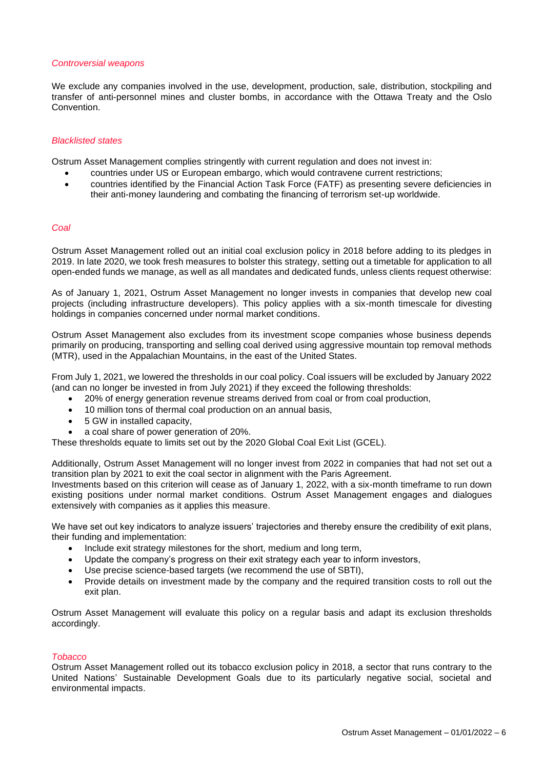*Controversial weapons*

We exclude any companies involved in the use, development, production, sale, distribution, stockpiling and transfer of anti-personnel mines and cluster bombs, in accordance with the Ottawa Treaty and the Oslo Convention.

*Blacklisted states*

Ostrum Asset Management complies stringently with current regulation and does not invest in:

- countries under US or European embargo, which would contravene current restrictions;
- countries identified by the Financial Action Task Force (FATF) as presenting severe deficiencies in their anti-money laundering and combating the financing of terrorism set-up worldwide.

*Coal*

Ostrum Asset Management rolled out an initial coal exclusion policy in 2018 before adding to its pledges in 2019. In late 2020, we took fresh measures to bolster this strategy, setting out a timetable for application to all open-ended funds we manage, as well as all mandates and dedicated funds, unless clients request otherwise:

As of January 1, 2021, Ostrum Asset Management no longer invests in companies that develop new coal projects (including infrastructure developers). This policy applies with a six-month timescale for divesting holdings in companies concerned under normal market conditions.

Ostrum Asset Management also excludes from its investment scope companies whose business depends primarily on producing, transporting and selling coal derived using aggressive mountain top removal methods (MTR), used in the Appalachian Mountains, in the east of the United States.

From July 1, 2021, we lowered the thresholds in our coal policy. Coal issuers will be excluded by January 2022 (and can no longer be invested in from July 2021) if they exceed the following thresholds:

- 20% of energy generation revenue streams derived from coal or from coal production,
- 10 million tons of thermal coal production on an annual basis,
- 5 GW in installed capacity,
- a coal share of power generation of 20%.

These thresholds equate to limits set out by the 2020 Global Coal Exit List (GCEL).

Additionally, Ostrum Asset Management will no longer invest from 2022 in companies that had not set out a transition plan by 2021 to exit the coal sector in alignment with the Paris Agreement.
Investments based on this criterion will cease as of January 1, 2022, with a six-month timeframe to run down existing positions under normal market conditions. Ostrum Asset Management engages and dialogues extensively with companies as it applies this measure.

We have set out key indicators to analyze issuers' trajectories and thereby ensure the credibility of exit plans, their funding and implementation:

- Include exit strategy milestones for the short, medium and long term,
- Update the company's progress on their exit strategy each year to inform investors,
- Use precise science-based targets (we recommend the use of SBTI),
- Provide details on investment made by the company and the required transition costs to roll out the exit plan.

Ostrum Asset Management will evaluate this policy on a regular basis and adapt its exclusion thresholds accordingly.

*Tobacco*

Ostrum Asset Management rolled out its tobacco exclusion policy in 2018, a sector that runs contrary to the United Nations' Sustainable Development Goals due to its particularly negative social, societal and environmental impacts.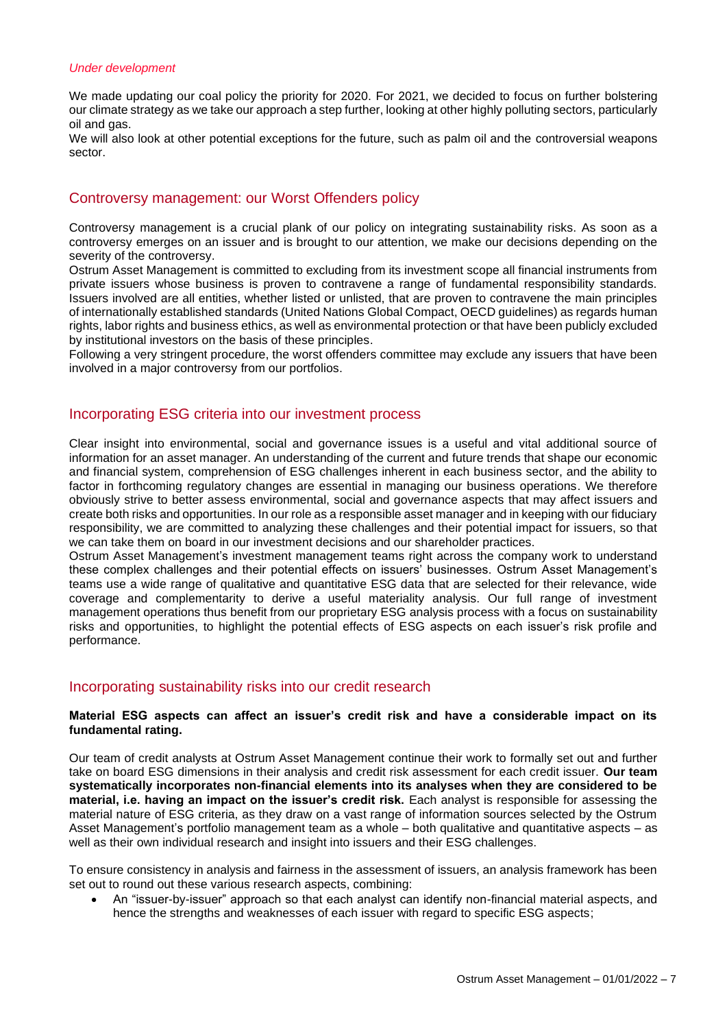*Under development*

We made updating our coal policy the priority for 2020. For 2021, we decided to focus on further bolstering our climate strategy as we take our approach a step further, looking at other highly polluting sectors, particularly oil and gas.
We will also look at other potential exceptions for the future, such as palm oil and the controversial weapons sector.

## Controversy management: our Worst Offenders policy

Controversy management is a crucial plank of our policy on integrating sustainability risks. As soon as a controversy emerges on an issuer and is brought to our attention, we make our decisions depending on the severity of the controversy.
Ostrum Asset Management is committed to excluding from its investment scope all financial instruments from private issuers whose business is proven to contravene a range of fundamental responsibility standards. Issuers involved are all entities, whether listed or unlisted, that are proven to contravene the main principles of internationally established standards (United Nations Global Compact, OECD guidelines) as regards human rights, labor rights and business ethics, as well as environmental protection or that have been publicly excluded by institutional investors on the basis of these principles.
Following a very stringent procedure, the worst offenders committee may exclude any issuers that have been involved in a major controversy from our portfolios.

## Incorporating ESG criteria into our investment process

Clear insight into environmental, social and governance issues is a useful and vital additional source of information for an asset manager. An understanding of the current and future trends that shape our economic and financial system, comprehension of ESG challenges inherent in each business sector, and the ability to factor in forthcoming regulatory changes are essential in managing our business operations. We therefore obviously strive to better assess environmental, social and governance aspects that may affect issuers and create both risks and opportunities. In our role as a responsible asset manager and in keeping with our fiduciary responsibility, we are committed to analyzing these challenges and their potential impact for issuers, so that we can take them on board in our investment decisions and our shareholder practices.
Ostrum Asset Management's investment management teams right across the company work to understand these complex challenges and their potential effects on issuers' businesses. Ostrum Asset Management's teams use a wide range of qualitative and quantitative ESG data that are selected for their relevance, wide coverage and complementarity to derive a useful materiality analysis. Our full range of investment management operations thus benefit from our proprietary ESG analysis process with a focus on sustainability risks and opportunities, to highlight the potential effects of ESG aspects on each issuer's risk profile and performance.

## Incorporating sustainability risks into our credit research

**Material ESG aspects can affect an issuer's credit risk and have a considerable impact on its fundamental rating.**

Our team of credit analysts at Ostrum Asset Management continue their work to formally set out and further take on board ESG dimensions in their analysis and credit risk assessment for each credit issuer. **Our team systematically incorporates non-financial elements into its analyses when they are considered to be material, i.e. having an impact on the issuer's credit risk.** Each analyst is responsible for assessing the material nature of ESG criteria, as they draw on a vast range of information sources selected by the Ostrum Asset Management's portfolio management team as a whole – both qualitative and quantitative aspects – as well as their own individual research and insight into issuers and their ESG challenges.

To ensure consistency in analysis and fairness in the assessment of issuers, an analysis framework has been set out to round out these various research aspects, combining:

- An "issuer-by-issuer" approach so that each analyst can identify non-financial material aspects, and hence the strengths and weaknesses of each issuer with regard to specific ESG aspects;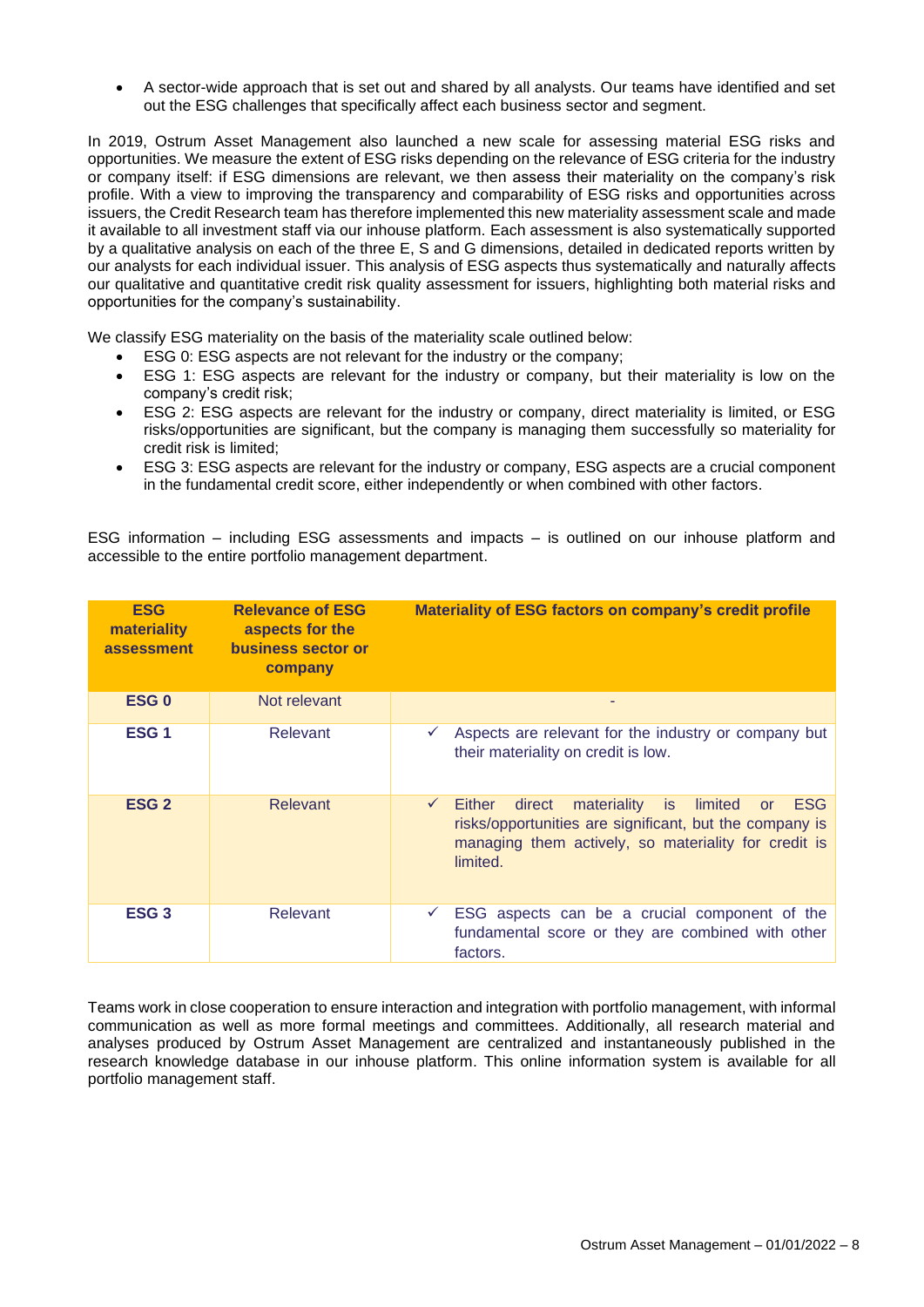- A sector-wide approach that is set out and shared by all analysts. Our teams have identified and set out the ESG challenges that specifically affect each business sector and segment.

In 2019, Ostrum Asset Management also launched a new scale for assessing material ESG risks and opportunities. We measure the extent of ESG risks depending on the relevance of ESG criteria for the industry or company itself: if ESG dimensions are relevant, we then assess their materiality on the company's risk profile. With a view to improving the transparency and comparability of ESG risks and opportunities across issuers, the Credit Research team has therefore implemented this new materiality assessment scale and made it available to all investment staff via our inhouse platform. Each assessment is also systematically supported by a qualitative analysis on each of the three E, S and G dimensions, detailed in dedicated reports written by our analysts for each individual issuer. This analysis of ESG aspects thus systematically and naturally affects our qualitative and quantitative credit risk quality assessment for issuers, highlighting both material risks and opportunities for the company's sustainability.

We classify ESG materiality on the basis of the materiality scale outlined below:

- ESG 0: ESG aspects are not relevant for the industry or the company;
- ESG 1: ESG aspects are relevant for the industry or company, but their materiality is low on the company's credit risk;
- ESG 2: ESG aspects are relevant for the industry or company, direct materiality is limited, or ESG risks/opportunities are significant, but the company is managing them successfully so materiality for credit risk is limited;
- ESG 3: ESG aspects are relevant for the industry or company, ESG aspects are a crucial component in the fundamental credit score, either independently or when combined with other factors.

ESG information – including ESG assessments and impacts – is outlined on our inhouse platform and accessible to the entire portfolio management department.

| ESG materiality assessment | Relevance of ESG aspects for the business sector or company | Materiality of ESG factors on company's credit profile |
|---|---|---|
| ESG 0 | Not relevant | - |
| ESG 1 | Relevant | ✓ Aspects are relevant for the industry or company but their materiality on credit is low. |
| ESG 2 | Relevant | ✓ Either direct materiality is limited or ESG risks/opportunities are significant, but the company is managing them actively, so materiality for credit is limited. |
| ESG 3 | Relevant | ✓ ESG aspects can be a crucial component of the fundamental score or they are combined with other factors. |

Teams work in close cooperation to ensure interaction and integration with portfolio management, with informal communication as well as more formal meetings and committees. Additionally, all research material and analyses produced by Ostrum Asset Management are centralized and instantaneously published in the research knowledge database in our inhouse platform. This online information system is available for all portfolio management staff.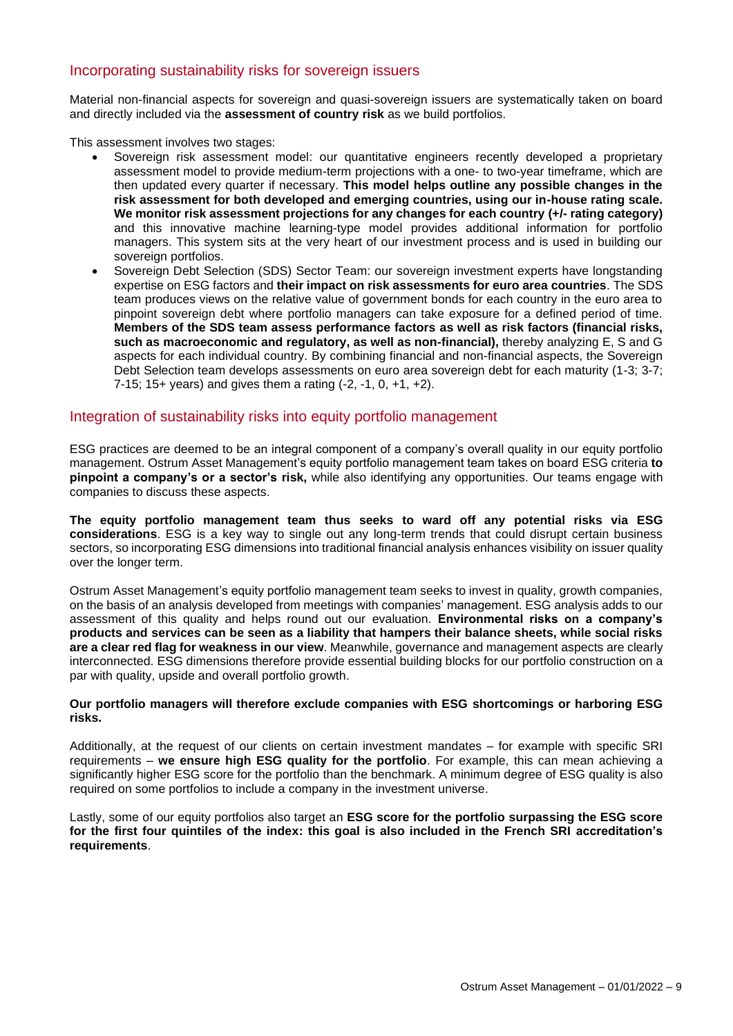## Incorporating sustainability risks for sovereign issuers

Material non-financial aspects for sovereign and quasi-sovereign issuers are systematically taken on board and directly included via the **assessment of country risk** as we build portfolios.

This assessment involves two stages:

- Sovereign risk assessment model: our quantitative engineers recently developed a proprietary assessment model to provide medium-term projections with a one- to two-year timeframe, which are then updated every quarter if necessary. **This model helps outline any possible changes in the risk assessment for both developed and emerging countries, using our in-house rating scale. We monitor risk assessment projections for any changes for each country (+/- rating category)** and this innovative machine learning-type model provides additional information for portfolio managers. This system sits at the very heart of our investment process and is used in building our sovereign portfolios.
- Sovereign Debt Selection (SDS) Sector Team: our sovereign investment experts have longstanding expertise on ESG factors and **their impact on risk assessments for euro area countries**. The SDS team produces views on the relative value of government bonds for each country in the euro area to pinpoint sovereign debt where portfolio managers can take exposure for a defined period of time. **Members of the SDS team assess performance factors as well as risk factors (financial risks, such as macroeconomic and regulatory, as well as non-financial),** thereby analyzing E, S and G aspects for each individual country. By combining financial and non-financial aspects, the Sovereign Debt Selection team develops assessments on euro area sovereign debt for each maturity (1-3; 3-7; 7-15; 15+ years) and gives them a rating (-2, -1, 0, +1, +2).

## Integration of sustainability risks into equity portfolio management

ESG practices are deemed to be an integral component of a company's overall quality in our equity portfolio management. Ostrum Asset Management's equity portfolio management team takes on board ESG criteria **to pinpoint a company's or a sector's risk,** while also identifying any opportunities. Our teams engage with companies to discuss these aspects.

**The equity portfolio management team thus seeks to ward off any potential risks via ESG considerations**. ESG is a key way to single out any long-term trends that could disrupt certain business sectors, so incorporating ESG dimensions into traditional financial analysis enhances visibility on issuer quality over the longer term.

Ostrum Asset Management's equity portfolio management team seeks to invest in quality, growth companies, on the basis of an analysis developed from meetings with companies' management. ESG analysis adds to our assessment of this quality and helps round out our evaluation. **Environmental risks on a company's products and services can be seen as a liability that hampers their balance sheets, while social risks are a clear red flag for weakness in our view**. Meanwhile, governance and management aspects are clearly interconnected. ESG dimensions therefore provide essential building blocks for our portfolio construction on a par with quality, upside and overall portfolio growth.

**Our portfolio managers will therefore exclude companies with ESG shortcomings or harboring ESG risks.**

Additionally, at the request of our clients on certain investment mandates – for example with specific SRI requirements – **we ensure high ESG quality for the portfolio**. For example, this can mean achieving a significantly higher ESG score for the portfolio than the benchmark. A minimum degree of ESG quality is also required on some portfolios to include a company in the investment universe.

Lastly, some of our equity portfolios also target an **ESG score for the portfolio surpassing the ESG score for the first four quintiles of the index: this goal is also included in the French SRI accreditation's requirements**.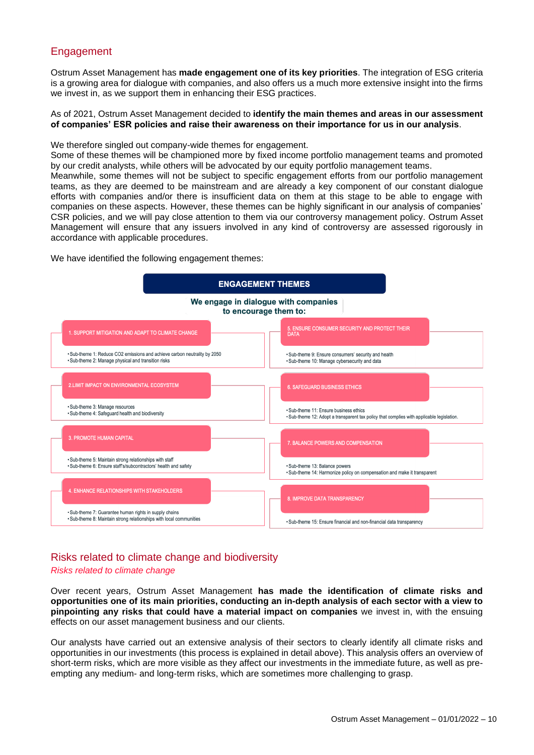## Engagement

Ostrum Asset Management has **made engagement one of its key priorities**. The integration of ESG criteria is a growing area for dialogue with companies, and also offers us a much more extensive insight into the firms we invest in, as we support them in enhancing their ESG practices.

As of 2021, Ostrum Asset Management decided to **identify the main themes and areas in our assessment of companies' ESR policies and raise their awareness on their importance for us in our analysis**.

We therefore singled out company-wide themes for engagement.
Some of these themes will be championed more by fixed income portfolio management teams and promoted by our credit analysts, while others will be advocated by our equity portfolio management teams.
Meanwhile, some themes will not be subject to specific engagement efforts from our portfolio management teams, as they are deemed to be mainstream and are already a key component of our constant dialogue efforts with companies and/or there is insufficient data on them at this stage to be able to engage with companies on these aspects. However, these themes can be highly significant in our analysis of companies' CSR policies, and we will pay close attention to them via our controversy management policy. Ostrum Asset Management will ensure that any issuers involved in any kind of controversy are assessed rigorously in accordance with applicable procedures.

We have identified the following engagement themes:

**ENGAGEMENT THEMES**

**We engage in dialogue with companies to encourage them to:**

**1. SUPPORT MITIGATION AND ADAPT TO CLIMATE CHANGE**
- Sub-theme 1: Reduce CO2 emissions and achieve carbon neutrality by 2050
- Sub-theme 2: Manage physical and transition risks

**2. LIMIT IMPACT ON ENVIRONMENTAL ECOSYSTEM**
- Sub-theme 3: Manage resources
- Sub-theme 4: Safeguard health and biodiversity

**3. PROMOTE HUMAN CAPITAL**
- Sub-theme 5: Maintain strong relationships with staff
- Sub-theme 6: Ensure staff's/subcontractors' health and safety

**4. ENHANCE RELATIONSHIPS WITH STAKEHOLDERS**
- Sub-theme 7: Guarantee human rights in supply chains
- Sub-theme 8: Maintain strong relationships with local communities

**5. ENSURE CONSUMER SECURITY AND PROTECT THEIR DATA**
- Sub-theme 9: Ensure consumers' security and health
- Sub-theme 10: Manage cybersecurity and data

**6. SAFEGUARD BUSINESS ETHICS**
- Sub-theme 11: Ensure business ethics
- Sub-theme 12: Adopt a transparent tax policy that complies with applicable legislation.

**7. BALANCE POWERS AND COMPENSATION**
- Sub-theme 13: Balance powers
- Sub-theme 14: Harmonize policy on compensation and make it transparent

**8. IMPROVE DATA TRANSPARENCY**
- Sub-theme 15: Ensure financial and non-financial data transparency

## Risks related to climate change and biodiversity

### *Risks related to climate change*

Over recent years, Ostrum Asset Management **has made the identification of climate risks and opportunities one of its main priorities, conducting an in-depth analysis of each sector with a view to pinpointing any risks that could have a material impact on companies** we invest in, with the ensuing effects on our asset management business and our clients.

Our analysts have carried out an extensive analysis of their sectors to clearly identify all climate risks and opportunities in our investments (this process is explained in detail above). This analysis offers an overview of short-term risks, which are more visible as they affect our investments in the immediate future, as well as pre-empting any medium- and long-term risks, which are sometimes more challenging to grasp.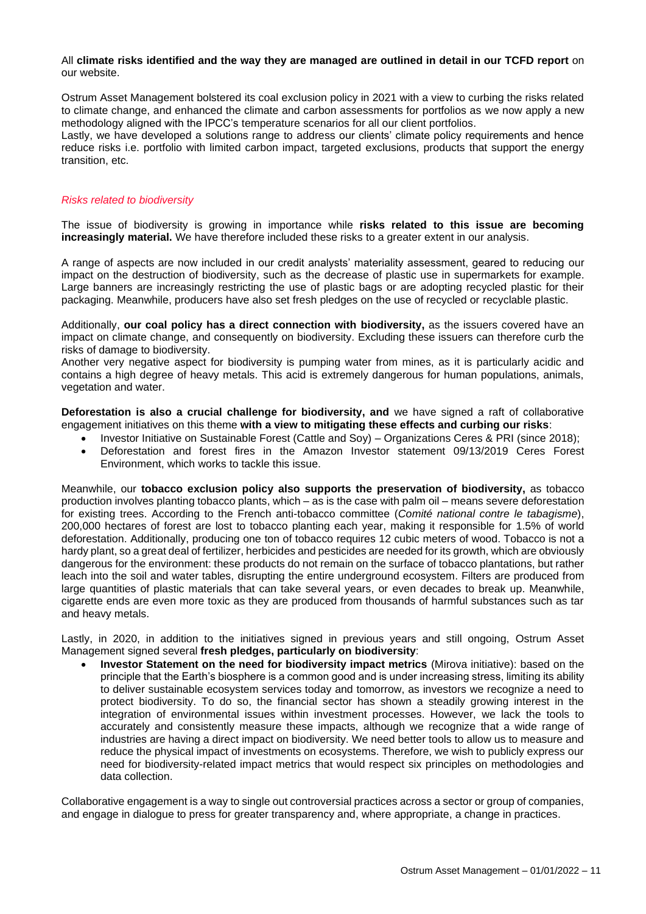All **climate risks identified and the way they are managed are outlined in detail in our TCFD report** on our website.

Ostrum Asset Management bolstered its coal exclusion policy in 2021 with a view to curbing the risks related to climate change, and enhanced the climate and carbon assessments for portfolios as we now apply a new methodology aligned with the IPCC's temperature scenarios for all our client portfolios.
Lastly, we have developed a solutions range to address our clients' climate policy requirements and hence reduce risks i.e. portfolio with limited carbon impact, targeted exclusions, products that support the energy transition, etc.

*Risks related to biodiversity*

The issue of biodiversity is growing in importance while **risks related to this issue are becoming increasingly material.** We have therefore included these risks to a greater extent in our analysis.

A range of aspects are now included in our credit analysts' materiality assessment, geared to reducing our impact on the destruction of biodiversity, such as the decrease of plastic use in supermarkets for example. Large banners are increasingly restricting the use of plastic bags or are adopting recycled plastic for their packaging. Meanwhile, producers have also set fresh pledges on the use of recycled or recyclable plastic.

Additionally, **our coal policy has a direct connection with biodiversity,** as the issuers covered have an impact on climate change, and consequently on biodiversity. Excluding these issuers can therefore curb the risks of damage to biodiversity.
Another very negative aspect for biodiversity is pumping water from mines, as it is particularly acidic and contains a high degree of heavy metals. This acid is extremely dangerous for human populations, animals, vegetation and water.

**Deforestation is also a crucial challenge for biodiversity, and** we have signed a raft of collaborative engagement initiatives on this theme **with a view to mitigating these effects and curbing our risks**:

- Investor Initiative on Sustainable Forest (Cattle and Soy) – Organizations Ceres & PRI (since 2018);
- Deforestation and forest fires in the Amazon Investor statement 09/13/2019 Ceres Forest Environment, which works to tackle this issue.

Meanwhile, our **tobacco exclusion policy also supports the preservation of biodiversity,** as tobacco production involves planting tobacco plants, which – as is the case with palm oil – means severe deforestation for existing trees. According to the French anti-tobacco committee (*Comité national contre le tabagisme*), 200,000 hectares of forest are lost to tobacco planting each year, making it responsible for 1.5% of world deforestation. Additionally, producing one ton of tobacco requires 12 cubic meters of wood. Tobacco is not a hardy plant, so a great deal of fertilizer, herbicides and pesticides are needed for its growth, which are obviously dangerous for the environment: these products do not remain on the surface of tobacco plantations, but rather leach into the soil and water tables, disrupting the entire underground ecosystem. Filters are produced from large quantities of plastic materials that can take several years, or even decades to break up. Meanwhile, cigarette ends are even more toxic as they are produced from thousands of harmful substances such as tar and heavy metals.

Lastly, in 2020, in addition to the initiatives signed in previous years and still ongoing, Ostrum Asset Management signed several **fresh pledges, particularly on biodiversity**:

- **Investor Statement on the need for biodiversity impact metrics** (Mirova initiative): based on the principle that the Earth's biosphere is a common good and is under increasing stress, limiting its ability to deliver sustainable ecosystem services today and tomorrow, as investors we recognize a need to protect biodiversity. To do so, the financial sector has shown a steadily growing interest in the integration of environmental issues within investment processes. However, we lack the tools to accurately and consistently measure these impacts, although we recognize that a wide range of industries are having a direct impact on biodiversity. We need better tools to allow us to measure and reduce the physical impact of investments on ecosystems. Therefore, we wish to publicly express our need for biodiversity-related impact metrics that would respect six principles on methodologies and data collection.

Collaborative engagement is a way to single out controversial practices across a sector or group of companies, and engage in dialogue to press for greater transparency and, where appropriate, a change in practices.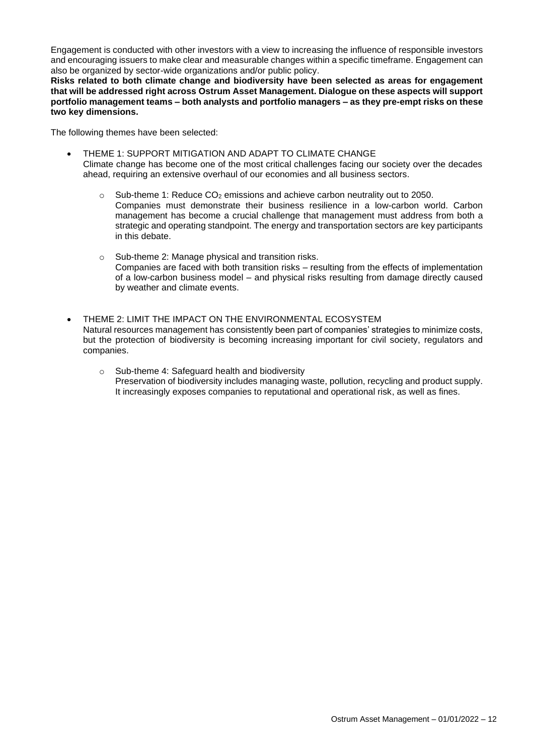Engagement is conducted with other investors with a view to increasing the influence of responsible investors and encouraging issuers to make clear and measurable changes within a specific timeframe. Engagement can also be organized by sector-wide organizations and/or public policy.

**Risks related to both climate change and biodiversity have been selected as areas for engagement that will be addressed right across Ostrum Asset Management. Dialogue on these aspects will support portfolio management teams – both analysts and portfolio managers – as they pre-empt risks on these two key dimensions.**

The following themes have been selected:

- THEME 1: SUPPORT MITIGATION AND ADAPT TO CLIMATE CHANGE
  Climate change has become one of the most critical challenges facing our society over the decades ahead, requiring an extensive overhaul of our economies and all business sectors.

  - Sub-theme 1: Reduce $CO_2$ emissions and achieve carbon neutrality out to 2050.
    Companies must demonstrate their business resilience in a low-carbon world. Carbon management has become a crucial challenge that management must address from both a strategic and operating standpoint. The energy and transportation sectors are key participants in this debate.

  - Sub-theme 2: Manage physical and transition risks.
    Companies are faced with both transition risks – resulting from the effects of implementation of a low-carbon business model – and physical risks resulting from damage directly caused by weather and climate events.

- THEME 2: LIMIT THE IMPACT ON THE ENVIRONMENTAL ECOSYSTEM
  Natural resources management has consistently been part of companies' strategies to minimize costs, but the protection of biodiversity is becoming increasing important for civil society, regulators and companies.

  - Sub-theme 4: Safeguard health and biodiversity
    Preservation of biodiversity includes managing waste, pollution, recycling and product supply. It increasingly exposes companies to reputational and operational risk, as well as fines.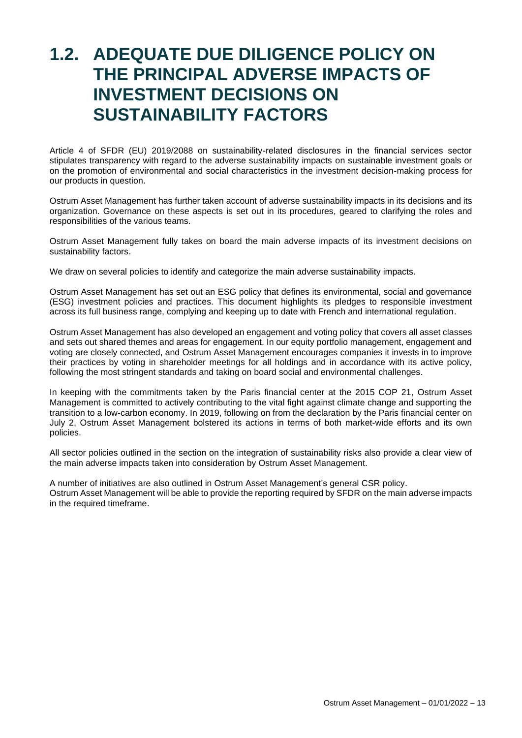## 1.2. ADEQUATE DUE DILIGENCE POLICY ON THE PRINCIPAL ADVERSE IMPACTS OF INVESTMENT DECISIONS ON SUSTAINABILITY FACTORS

Article 4 of SFDR (EU) 2019/2088 on sustainability-related disclosures in the financial services sector stipulates transparency with regard to the adverse sustainability impacts on sustainable investment goals or on the promotion of environmental and social characteristics in the investment decision-making process for our products in question.

Ostrum Asset Management has further taken account of adverse sustainability impacts in its decisions and its organization. Governance on these aspects is set out in its procedures, geared to clarifying the roles and responsibilities of the various teams.

Ostrum Asset Management fully takes on board the main adverse impacts of its investment decisions on sustainability factors.

We draw on several policies to identify and categorize the main adverse sustainability impacts.

Ostrum Asset Management has set out an ESG policy that defines its environmental, social and governance (ESG) investment policies and practices. This document highlights its pledges to responsible investment across its full business range, complying and keeping up to date with French and international regulation.

Ostrum Asset Management has also developed an engagement and voting policy that covers all asset classes and sets out shared themes and areas for engagement. In our equity portfolio management, engagement and voting are closely connected, and Ostrum Asset Management encourages companies it invests in to improve their practices by voting in shareholder meetings for all holdings and in accordance with its active policy, following the most stringent standards and taking on board social and environmental challenges.

In keeping with the commitments taken by the Paris financial center at the 2015 COP 21, Ostrum Asset Management is committed to actively contributing to the vital fight against climate change and supporting the transition to a low-carbon economy. In 2019, following on from the declaration by the Paris financial center on July 2, Ostrum Asset Management bolstered its actions in terms of both market-wide efforts and its own policies.

All sector policies outlined in the section on the integration of sustainability risks also provide a clear view of the main adverse impacts taken into consideration by Ostrum Asset Management.

A number of initiatives are also outlined in Ostrum Asset Management's general CSR policy.
Ostrum Asset Management will be able to provide the reporting required by SFDR on the main adverse impacts in the required timeframe.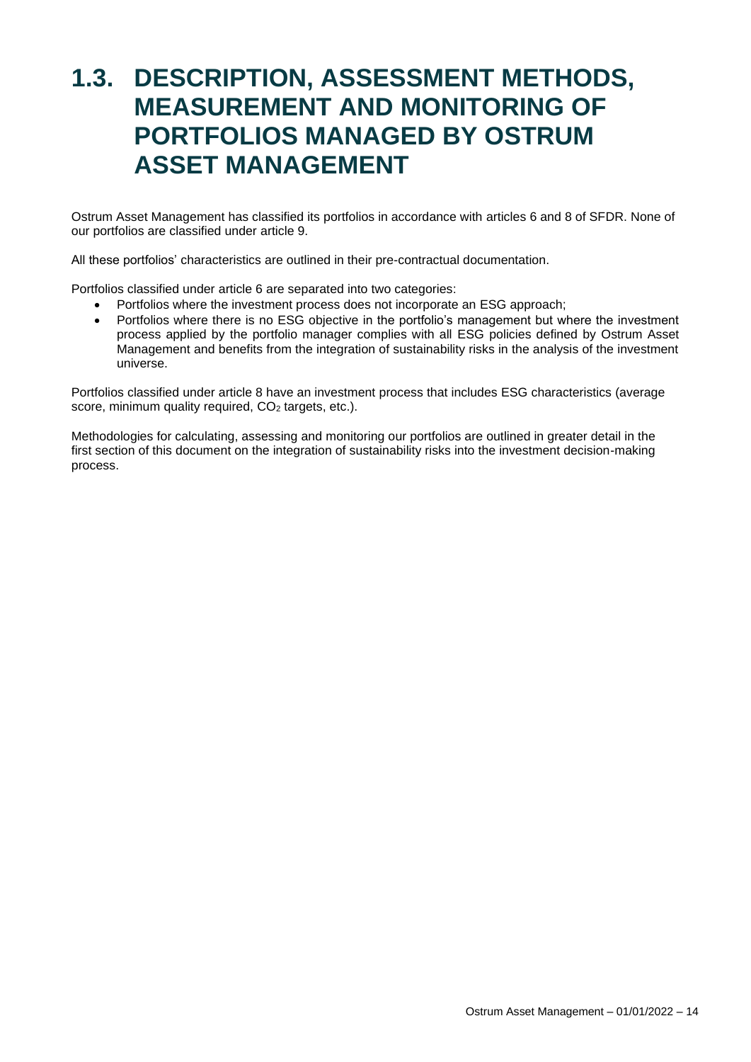# 1.3. DESCRIPTION, ASSESSMENT METHODS, MEASUREMENT AND MONITORING OF PORTFOLIOS MANAGED BY OSTRUM ASSET MANAGEMENT

Ostrum Asset Management has classified its portfolios in accordance with articles 6 and 8 of SFDR. None of our portfolios are classified under article 9.

All these portfolios' characteristics are outlined in their pre-contractual documentation.

Portfolios classified under article 6 are separated into two categories:

- Portfolios where the investment process does not incorporate an ESG approach;
- Portfolios where there is no ESG objective in the portfolio's management but where the investment process applied by the portfolio manager complies with all ESG policies defined by Ostrum Asset Management and benefits from the integration of sustainability risks in the analysis of the investment universe.

Portfolios classified under article 8 have an investment process that includes ESG characteristics (average score, minimum quality required, $CO_2$ targets, etc.).

Methodologies for calculating, assessing and monitoring our portfolios are outlined in greater detail in the first section of this document on the integration of sustainability risks into the investment decision-making process.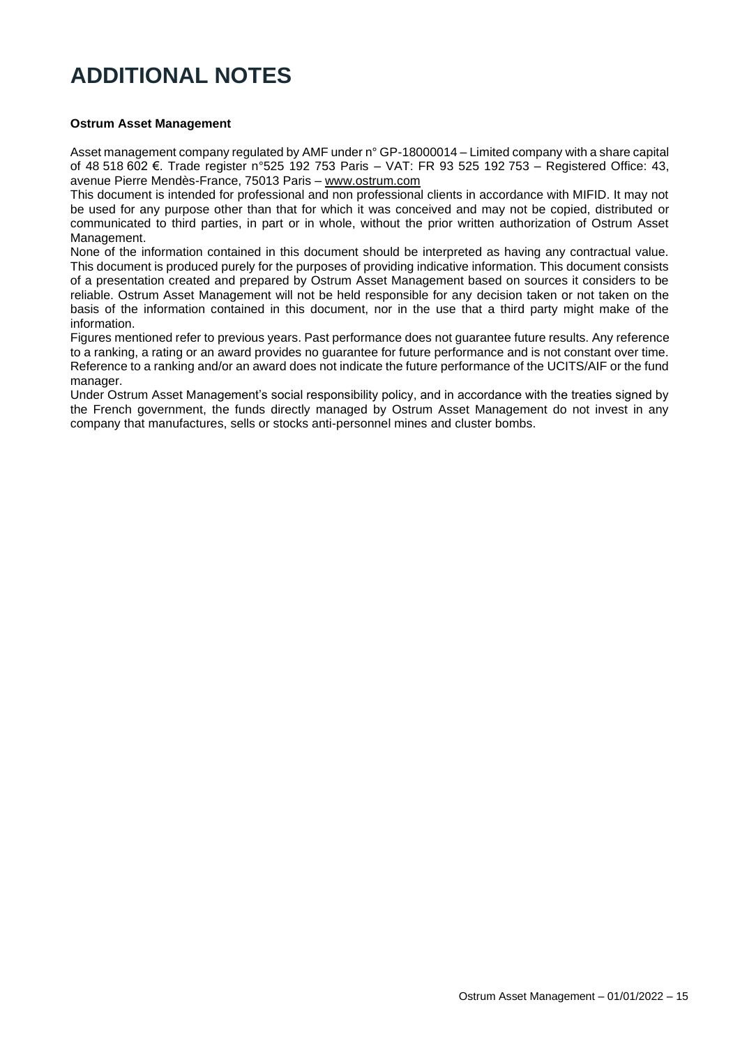# ADDITIONAL NOTES

**Ostrum Asset Management**

Asset management company regulated by AMF under n° GP-18000014 – Limited company with a share capital of 48 518 602 €. Trade register n°525 192 753 Paris – VAT: FR 93 525 192 753 – Registered Office: 43, avenue Pierre Mendès-France, 75013 Paris – www.ostrum.com

This document is intended for professional and non professional clients in accordance with MIFID. It may not be used for any purpose other than that for which it was conceived and may not be copied, distributed or communicated to third parties, in part or in whole, without the prior written authorization of Ostrum Asset Management.

None of the information contained in this document should be interpreted as having any contractual value. This document is produced purely for the purposes of providing indicative information. This document consists of a presentation created and prepared by Ostrum Asset Management based on sources it considers to be reliable. Ostrum Asset Management will not be held responsible for any decision taken or not taken on the basis of the information contained in this document, nor in the use that a third party might make of the information.

Figures mentioned refer to previous years. Past performance does not guarantee future results. Any reference to a ranking, a rating or an award provides no guarantee for future performance and is not constant over time. Reference to a ranking and/or an award does not indicate the future performance of the UCITS/AIF or the fund manager.

Under Ostrum Asset Management's social responsibility policy, and in accordance with the treaties signed by the French government, the funds directly managed by Ostrum Asset Management do not invest in any company that manufactures, sells or stocks anti-personnel mines and cluster bombs.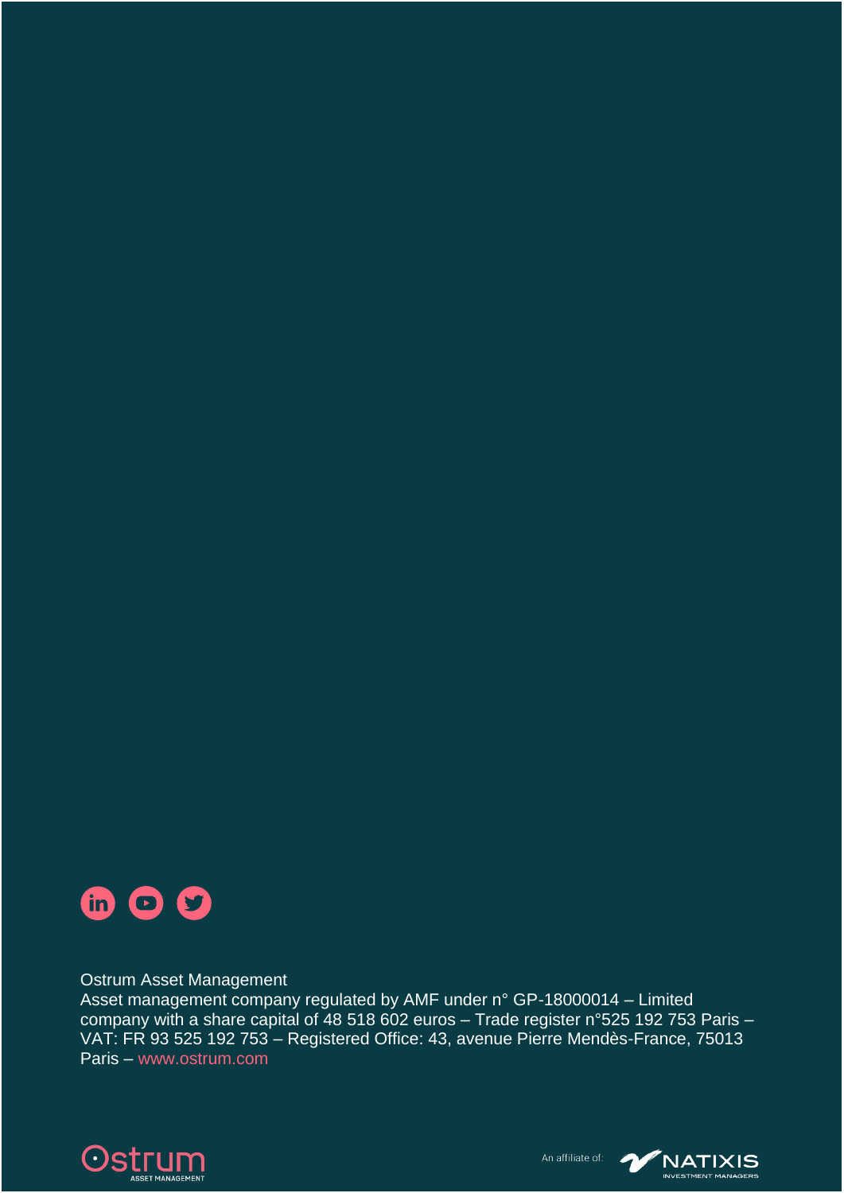Ostrum Asset Management
Asset management company regulated by AMF under n° GP-18000014 – Limited company with a share capital of 48 518 602 euros – Trade register n°525 192 753 Paris – VAT: FR 93 525 192 753 – Registered Office: 43, avenue Pierre Mendès-France, 75013 Paris – www.ostrum.com

Ostrum ASSET MANAGEMENT

An affiliate of: NATIXIS INVESTMENT MANAGERS